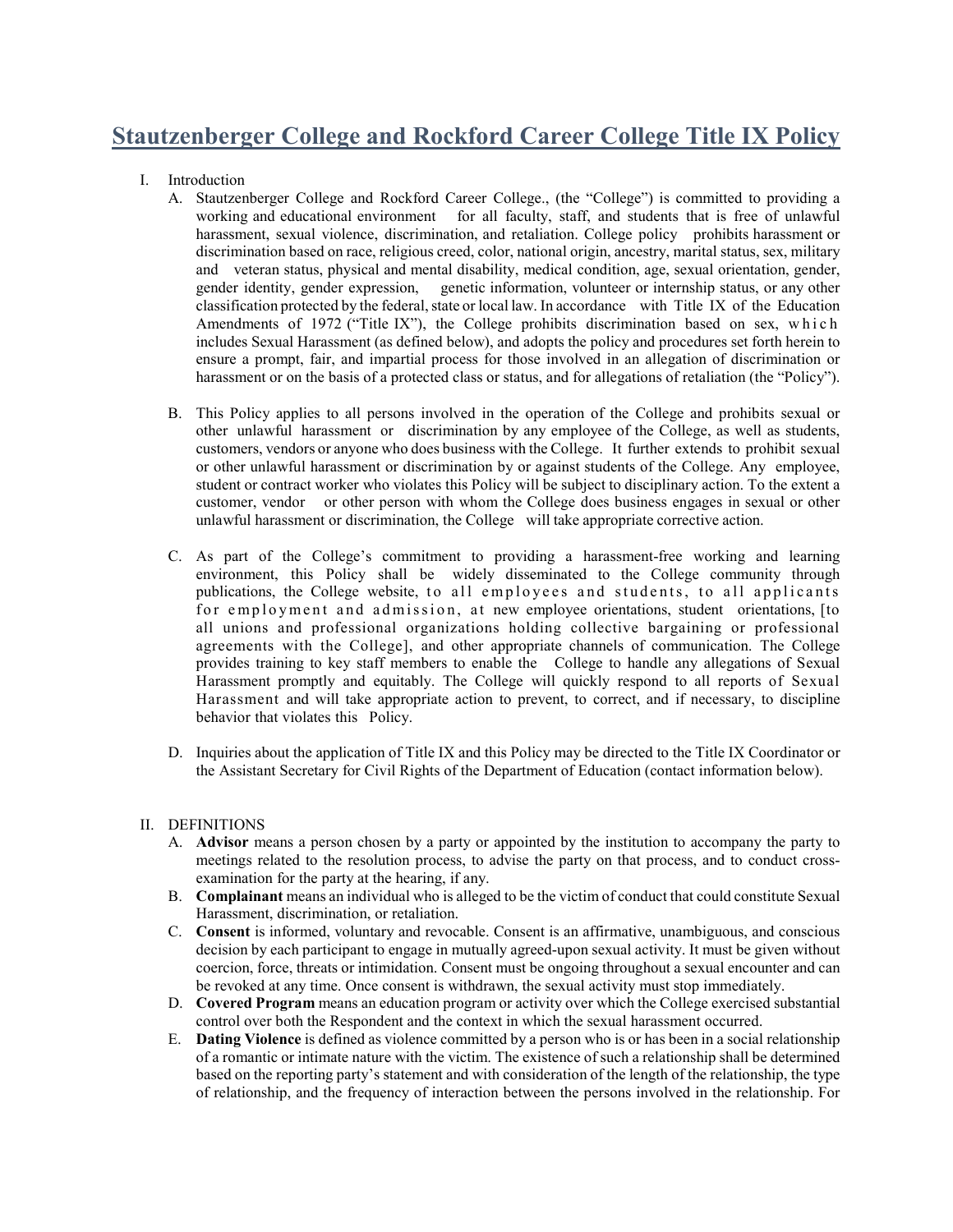# Stautzenberger College and Rockford Career College Title IX Policy

I. Introduction

A. Stautzenberger College and Rockford Career College., (the "College") is committed to providing a working and educational environment for all faculty, staff, and students that is free of unlawful harassment, sexual violence, discrimination, and retaliation. College policy prohibits harassment or discrimination based on race, religious creed, color, national origin, ancestry, marital status, sex, military and veteran status, physical and mental disability, medical condition, age, sexual orientation, gender, gender identity, gender expression, genetic information, volunteer or internship status, or any other classification protected by the federal, state or local law. In accordance with Title IX of the Education Amendments of 1972 ("Title IX"), the College prohibits discrimination based on sex, which includes Sexual Harassment (as defined below), and adopts the policy and procedures set forth herein to ensure a prompt, fair, and impartial process for those involved in an allegation of discrimination or harassment or on the basis of a protected class or status, and for allegations of retaliation (the "Policy").

B. This Policy applies to all persons involved in the operation of the College and prohibits sexual or other unlawful harassment or discrimination by any employee of the College, as well as students, customers, vendors or anyone who does business with the College. It further extends to prohibit sexual or other unlawful harassment or discrimination by or against students of the College. Any employee, student or contract worker who violates this Policy will be subject to disciplinary action. To the extent a customer, vendor or other person with whom the College does business engages in sexual or other unlawful harassment or discrimination, the College will take appropriate corrective action.

C. As part of the College's commitment to providing a harassment-free working and learning environment, this Policy shall be widely disseminated to the College community through publications, the College website, to all employees and students, to all applicants for employment and admission, at new employee orientations, student orientations, [to all unions and professional organizations holding collective bargaining or professional agreements with the College], and other appropriate channels of communication. The College provides training to key staff members to enable the College to handle any allegations of Sexual Harassment promptly and equitably. The College will quickly respond to all reports of Sexual Harassment and will take appropriate action to prevent, to correct, and if necessary, to discipline behavior that violates this Policy.

D. Inquiries about the application of Title IX and this Policy may be directed to the Title IX Coordinator or the Assistant Secretary for Civil Rights of the Department of Education (contact information below).

II. DEFINITIONS

A. **Advisor** means a person chosen by a party or appointed by the institution to accompany the party to meetings related to the resolution process, to advise the party on that process, and to conduct cross-examination for the party at the hearing, if any.

B. **Complainant** means an individual who is alleged to be the victim of conduct that could constitute Sexual Harassment, discrimination, or retaliation.

C. **Consent** is informed, voluntary and revocable. Consent is an affirmative, unambiguous, and conscious decision by each participant to engage in mutually agreed-upon sexual activity. It must be given without coercion, force, threats or intimidation. Consent must be ongoing throughout a sexual encounter and can be revoked at any time. Once consent is withdrawn, the sexual activity must stop immediately.

D. **Covered Program** means an education program or activity over which the College exercised substantial control over both the Respondent and the context in which the sexual harassment occurred.

E. **Dating Violence** is defined as violence committed by a person who is or has been in a social relationship of a romantic or intimate nature with the victim. The existence of such a relationship shall be determined based on the reporting party's statement and with consideration of the length of the relationship, the type of relationship, and the frequency of interaction between the persons involved in the relationship. For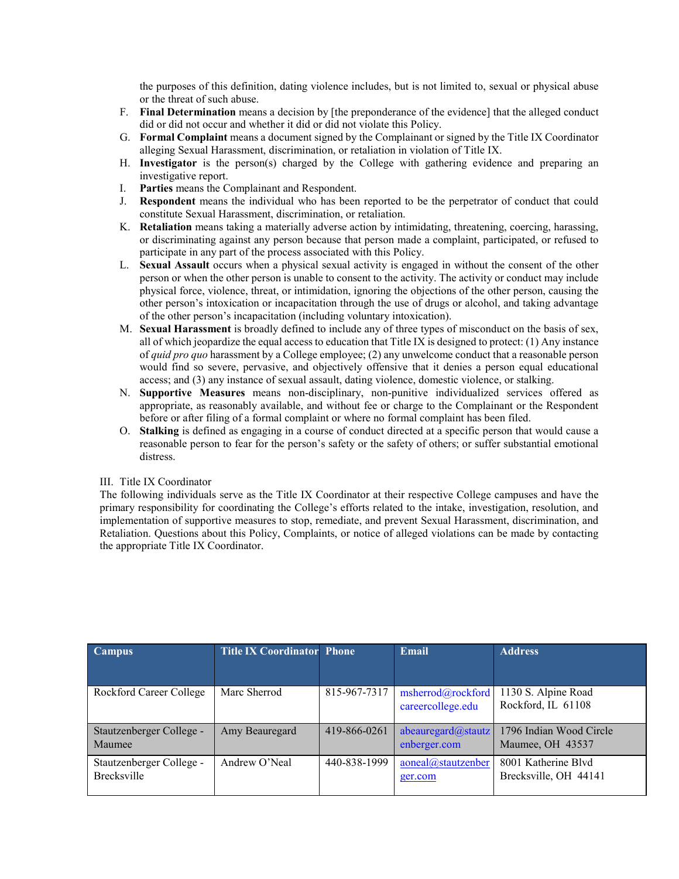the purposes of this definition, dating violence includes, but is not limited to, sexual or physical abuse or the threat of such abuse.

F. **Final Determination** means a decision by [the preponderance of the evidence] that the alleged conduct did or did not occur and whether it did or did not violate this Policy.

G. **Formal Complaint** means a document signed by the Complainant or signed by the Title IX Coordinator alleging Sexual Harassment, discrimination, or retaliation in violation of Title IX.

H. **Investigator** is the person(s) charged by the College with gathering evidence and preparing an investigative report.

I. **Parties** means the Complainant and Respondent.

J. **Respondent** means the individual who has been reported to be the perpetrator of conduct that could constitute Sexual Harassment, discrimination, or retaliation.

K. **Retaliation** means taking a materially adverse action by intimidating, threatening, coercing, harassing, or discriminating against any person because that person made a complaint, participated, or refused to participate in any part of the process associated with this Policy.

L. **Sexual Assault** occurs when a physical sexual activity is engaged in without the consent of the other person or when the other person is unable to consent to the activity. The activity or conduct may include physical force, violence, threat, or intimidation, ignoring the objections of the other person, causing the other person's intoxication or incapacitation through the use of drugs or alcohol, and taking advantage of the other person's incapacitation (including voluntary intoxication).

M. **Sexual Harassment** is broadly defined to include any of three types of misconduct on the basis of sex, all of which jeopardize the equal access to education that Title IX is designed to protect: (1) Any instance of *quid pro quo* harassment by a College employee; (2) any unwelcome conduct that a reasonable person would find so severe, pervasive, and objectively offensive that it denies a person equal educational access; and (3) any instance of sexual assault, dating violence, domestic violence, or stalking.

N. **Supportive Measures** means non-disciplinary, non-punitive individualized services offered as appropriate, as reasonably available, and without fee or charge to the Complainant or the Respondent before or after filing of a formal complaint or where no formal complaint has been filed.

O. **Stalking** is defined as engaging in a course of conduct directed at a specific person that would cause a reasonable person to fear for the person's safety or the safety of others; or suffer substantial emotional distress.

## III. Title IX Coordinator

The following individuals serve as the Title IX Coordinator at their respective College campuses and have the primary responsibility for coordinating the College's efforts related to the intake, investigation, resolution, and implementation of supportive measures to stop, remediate, and prevent Sexual Harassment, discrimination, and Retaliation. Questions about this Policy, Complaints, or notice of alleged violations can be made by contacting the appropriate Title IX Coordinator.

| Campus | Title IX Coordinator | Phone | Email | Address |
|---|---|---|---|---|
| Rockford Career College | Marc Sherrod | 815-967-7317 | msherrod@rockfordcareercollege.edu | 1130 S. Alpine Road Rockford, IL 61108 |
| Stautzenberger College - Maumee | Amy Beauregard | 419-866-0261 | abeauregard@stautzenberger.com | 1796 Indian Wood Circle Maumee, OH 43537 |
| Stautzenberger College - Brecksville | Andrew O'Neal | 440-838-1999 | aoneal@stautzenberger.com | 8001 Katherine Blvd Brecksville, OH 44141 |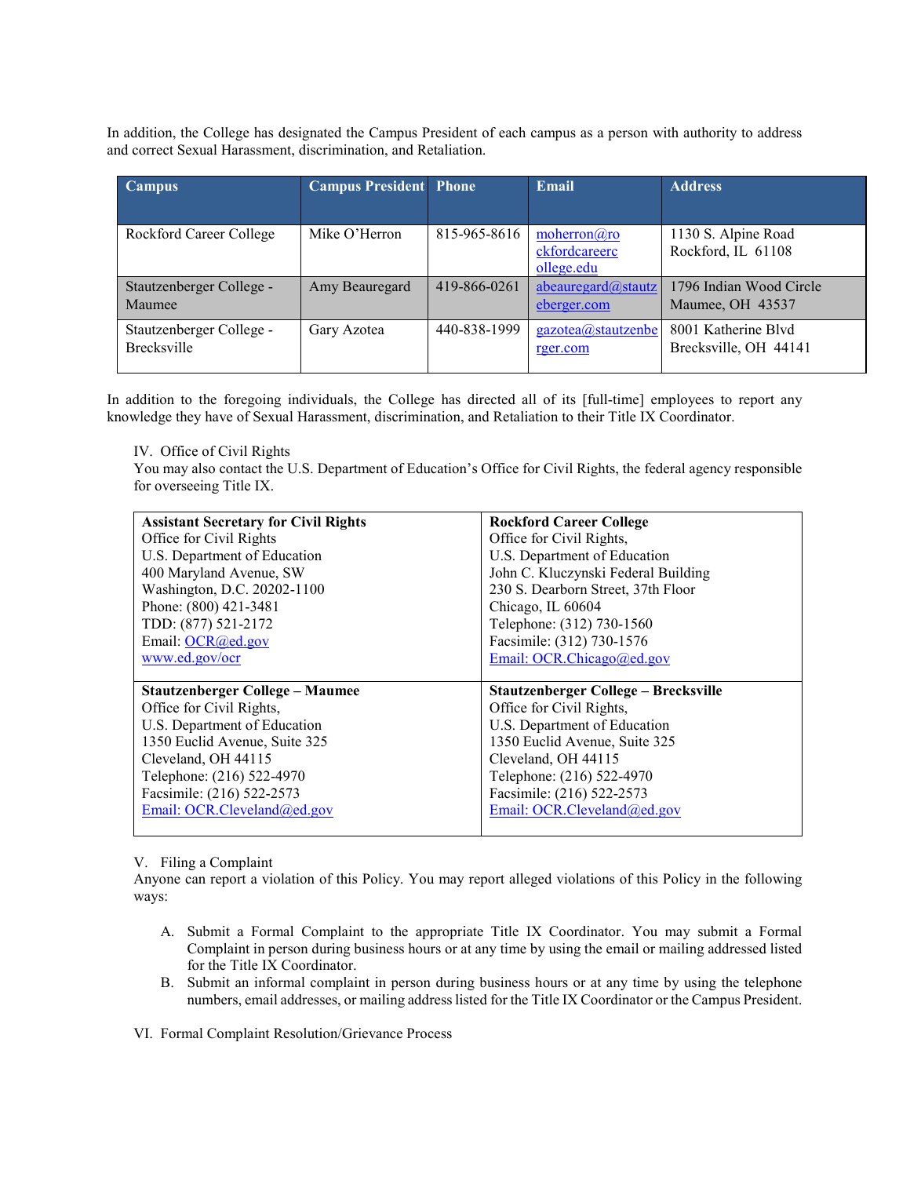In addition, the College has designated the Campus President of each campus as a person with authority to address and correct Sexual Harassment, discrimination, and Retaliation.

| Campus | Campus President | Phone | Email | Address |
|---|---|---|---|---|
| Rockford Career College | Mike O'Herron | 815-965-8616 | moherron@rockfordcareercollege.edu | 1130 S. Alpine Road Rockford, IL 61108 |
| Stautzenberger College - Maumee | Amy Beauregard | 419-866-0261 | abeauregard@stautzeberger.com | 1796 Indian Wood Circle Maumee, OH 43537 |
| Stautzenberger College - Brecksville | Gary Azotea | 440-838-1999 | gazotea@stautzenberger.com | 8001 Katherine Blvd Brecksville, OH 44141 |

In addition to the foregoing individuals, the College has directed all of its [full-time] employees to report any knowledge they have of Sexual Harassment, discrimination, and Retaliation to their Title IX Coordinator.

IV. Office of Civil Rights

You may also contact the U.S. Department of Education's Office for Civil Rights, the federal agency responsible for overseeing Title IX.

| | |
|---|---|
| **Assistant Secretary for Civil Rights**<br>Office for Civil Rights<br>U.S. Department of Education<br>400 Maryland Avenue, SW<br>Washington, D.C. 20202-1100<br>Phone: (800) 421-3481<br>TDD: (877) 521-2172<br>Email: OCR@ed.gov<br>www.ed.gov/ocr | **Rockford Career College**<br>Office for Civil Rights,<br>U.S. Department of Education<br>John C. Kluczynski Federal Building<br>230 S. Dearborn Street, 37th Floor<br>Chicago, IL 60604<br>Telephone: (312) 730-1560<br>Facsimile: (312) 730-1576<br>Email: OCR.Chicago@ed.gov |
| **Stautzenberger College – Maumee**<br>Office for Civil Rights,<br>U.S. Department of Education<br>1350 Euclid Avenue, Suite 325<br>Cleveland, OH 44115<br>Telephone: (216) 522-4970<br>Facsimile: (216) 522-2573<br>Email: OCR.Cleveland@ed.gov | **Stautzenberger College – Brecksville**<br>Office for Civil Rights,<br>U.S. Department of Education<br>1350 Euclid Avenue, Suite 325<br>Cleveland, OH 44115<br>Telephone: (216) 522-4970<br>Facsimile: (216) 522-2573<br>Email: OCR.Cleveland@ed.gov |

V. Filing a Complaint

Anyone can report a violation of this Policy. You may report alleged violations of this Policy in the following ways:

A. Submit a Formal Complaint to the appropriate Title IX Coordinator. You may submit a Formal Complaint in person during business hours or at any time by using the email or mailing addressed listed for the Title IX Coordinator.

B. Submit an informal complaint in person during business hours or at any time by using the telephone numbers, email addresses, or mailing address listed for the Title IX Coordinator or the Campus President.

VI. Formal Complaint Resolution/Grievance Process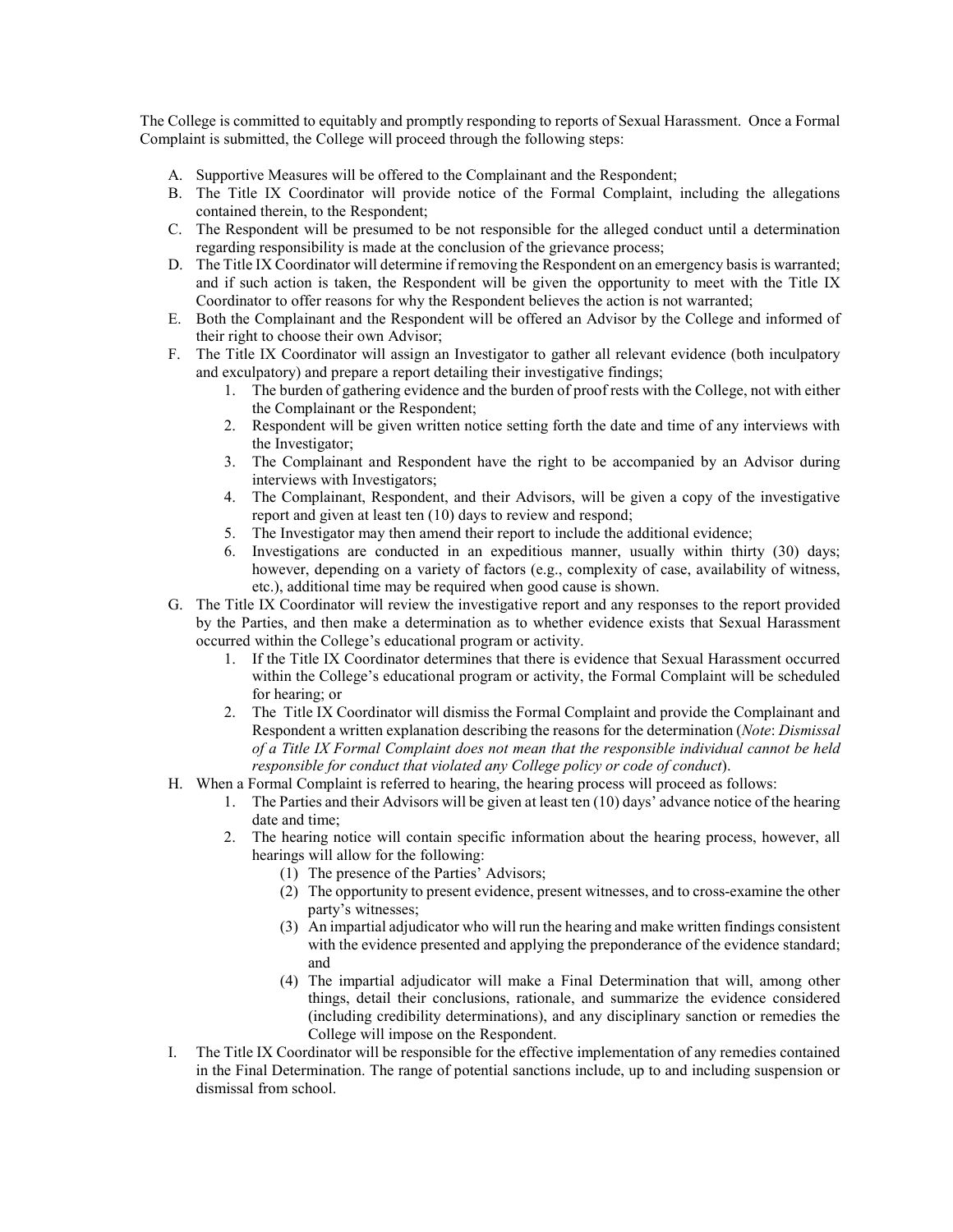The College is committed to equitably and promptly responding to reports of Sexual Harassment. Once a Formal Complaint is submitted, the College will proceed through the following steps:

A. Supportive Measures will be offered to the Complainant and the Respondent;
B. The Title IX Coordinator will provide notice of the Formal Complaint, including the allegations contained therein, to the Respondent;
C. The Respondent will be presumed to be not responsible for the alleged conduct until a determination regarding responsibility is made at the conclusion of the grievance process;
D. The Title IX Coordinator will determine if removing the Respondent on an emergency basis is warranted; and if such action is taken, the Respondent will be given the opportunity to meet with the Title IX Coordinator to offer reasons for why the Respondent believes the action is not warranted;
E. Both the Complainant and the Respondent will be offered an Advisor by the College and informed of their right to choose their own Advisor;
F. The Title IX Coordinator will assign an Investigator to gather all relevant evidence (both inculpatory and exculpatory) and prepare a report detailing their investigative findings;
    1. The burden of gathering evidence and the burden of proof rests with the College, not with either the Complainant or the Respondent;
    2. Respondent will be given written notice setting forth the date and time of any interviews with the Investigator;
    3. The Complainant and Respondent have the right to be accompanied by an Advisor during interviews with Investigators;
    4. The Complainant, Respondent, and their Advisors, will be given a copy of the investigative report and given at least ten (10) days to review and respond;
    5. The Investigator may then amend their report to include the additional evidence;
    6. Investigations are conducted in an expeditious manner, usually within thirty (30) days; however, depending on a variety of factors (e.g., complexity of case, availability of witness, etc.), additional time may be required when good cause is shown.
G. The Title IX Coordinator will review the investigative report and any responses to the report provided by the Parties, and then make a determination as to whether evidence exists that Sexual Harassment occurred within the College's educational program or activity.
    1. If the Title IX Coordinator determines that there is evidence that Sexual Harassment occurred within the College's educational program or activity, the Formal Complaint will be scheduled for hearing; or
    2. The Title IX Coordinator will dismiss the Formal Complaint and provide the Complainant and Respondent a written explanation describing the reasons for the determination (*Note*: *Dismissal of a Title IX Formal Complaint does not mean that the responsible individual cannot be held responsible for conduct that violated any College policy or code of conduct*).
H. When a Formal Complaint is referred to hearing, the hearing process will proceed as follows:
    1. The Parties and their Advisors will be given at least ten (10) days' advance notice of the hearing date and time;
    2. The hearing notice will contain specific information about the hearing process, however, all hearings will allow for the following:
        (1) The presence of the Parties' Advisors;
        (2) The opportunity to present evidence, present witnesses, and to cross-examine the other party's witnesses;
        (3) An impartial adjudicator who will run the hearing and make written findings consistent with the evidence presented and applying the preponderance of the evidence standard; and
        (4) The impartial adjudicator will make a Final Determination that will, among other things, detail their conclusions, rationale, and summarize the evidence considered (including credibility determinations), and any disciplinary sanction or remedies the College will impose on the Respondent.
I. The Title IX Coordinator will be responsible for the effective implementation of any remedies contained in the Final Determination. The range of potential sanctions include, up to and including suspension or dismissal from school.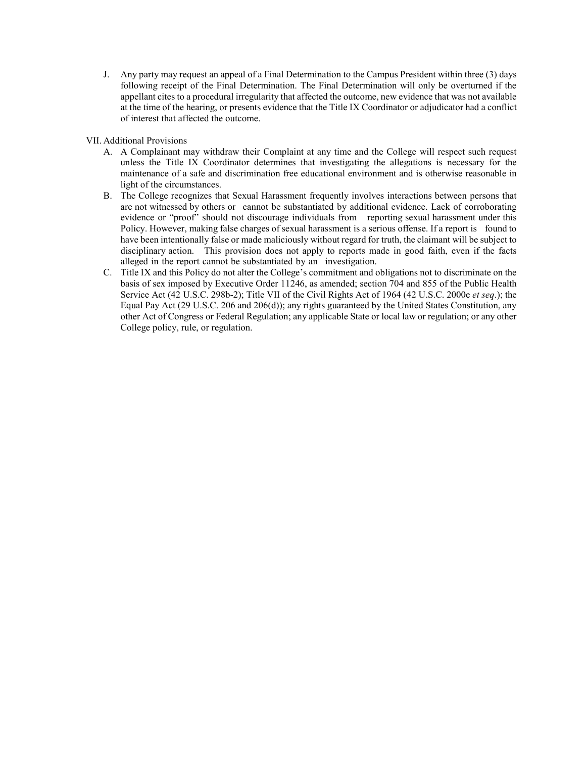J. Any party may request an appeal of a Final Determination to the Campus President within three (3) days following receipt of the Final Determination. The Final Determination will only be overturned if the appellant cites to a procedural irregularity that affected the outcome, new evidence that was not available at the time of the hearing, or presents evidence that the Title IX Coordinator or adjudicator had a conflict of interest that affected the outcome.

VII. Additional Provisions

A. A Complainant may withdraw their Complaint at any time and the College will respect such request unless the Title IX Coordinator determines that investigating the allegations is necessary for the maintenance of a safe and discrimination free educational environment and is otherwise reasonable in light of the circumstances.

B. The College recognizes that Sexual Harassment frequently involves interactions between persons that are not witnessed by others or cannot be substantiated by additional evidence. Lack of corroborating evidence or "proof" should not discourage individuals from reporting sexual harassment under this Policy. However, making false charges of sexual harassment is a serious offense. If a report is found to have been intentionally false or made maliciously without regard for truth, the claimant will be subject to disciplinary action. This provision does not apply to reports made in good faith, even if the facts alleged in the report cannot be substantiated by an investigation.

C. Title IX and this Policy do not alter the College's commitment and obligations not to discriminate on the basis of sex imposed by Executive Order 11246, as amended; section 704 and 855 of the Public Health Service Act (42 U.S.C. 298b-2); Title VII of the Civil Rights Act of 1964 (42 U.S.C. 2000e *et seq*.); the Equal Pay Act (29 U.S.C. 206 and 206(d)); any rights guaranteed by the United States Constitution, any other Act of Congress or Federal Regulation; any applicable State or local law or regulation; or any other College policy, rule, or regulation.